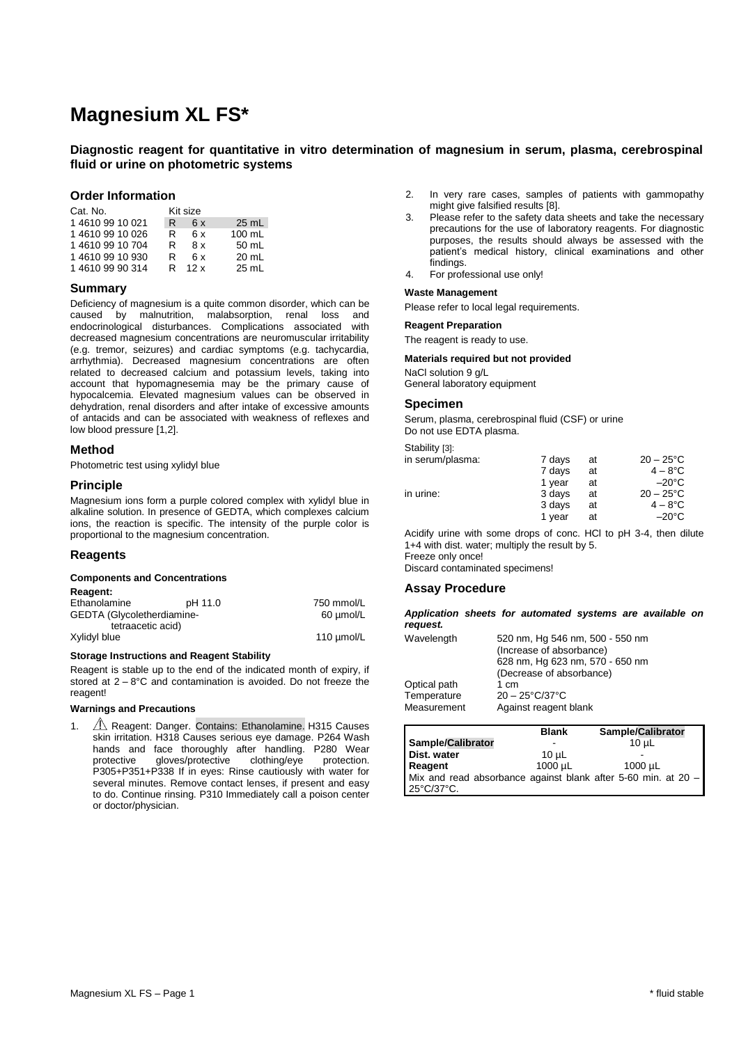# Magnesium XL FS*

**Diagnostic reagent for quantitative in vitro determination of magnesium in serum, plasma, cerebrospinal fluid or urine on photometric systems**

## Order Information

| Cat. No. | Kit size | | |
|---|---|---|---|
| 1 4610 99 10 021 | R | 6 x | 25 mL |
| 1 4610 99 10 026 | R | 6 x | 100 mL |
| 1 4610 99 10 704 | R | 8 x | 50 mL |
| 1 4610 99 10 930 | R | 6 x | 20 mL |
| 1 4610 99 90 314 | R | 12 x | 25 mL |

## Summary

Deficiency of magnesium is a quite common disorder, which can be caused by malnutrition, malabsorption, renal loss and endocrinological disturbances. Complications associated with decreased magnesium concentrations are neuromuscular irritability (e.g. tremor, seizures) and cardiac symptoms (e.g. tachycardia, arrhythmia). Decreased magnesium concentrations are often related to decreased calcium and potassium levels, taking into account that hypomagnesemia may be the primary cause of hypocalcemia. Elevated magnesium values can be observed in dehydration, renal disorders and after intake of excessive amounts of antacids and can be associated with weakness of reflexes and low blood pressure [1,2].

## Method

Photometric test using xylidyl blue

## Principle

Magnesium ions form a purple colored complex with xylidyl blue in alkaline solution. In presence of GEDTA, which complexes calcium ions, the reaction is specific. The intensity of the purple color is proportional to the magnesium concentration.

## Reagents

### Components and Concentrations

**Reagent:**

| | | |
|---|---|---|
| Ethanolamine | pH 11.0 | 750 mmol/L |
| GEDTA (Glycoletherdiamine-tetraacetic acid) | | 60 µmol/L |
| Xylidyl blue | | 110 µmol/L |

### Storage Instructions and Reagent Stability

Reagent is stable up to the end of the indicated month of expiry, if stored at 2 – 8°C and contamination is avoided. Do not freeze the reagent!

### Warnings and Precautions

1. ⚠ Reagent: Danger. Contains: Ethanolamine. H315 Causes skin irritation. H318 Causes serious eye damage. P264 Wash hands and face thoroughly after handling. P280 Wear protective gloves/protective clothing/eye protection. P305+P351+P338 If in eyes: Rinse cautiously with water for several minutes. Remove contact lenses, if present and easy to do. Continue rinsing. P310 Immediately call a poison center or doctor/physician.
2. In very rare cases, samples of patients with gammopathy might give falsified results [8].
3. Please refer to the safety data sheets and take the necessary precautions for the use of laboratory reagents. For diagnostic purposes, the results should always be assessed with the patient's medical history, clinical examinations and other findings.
4. For professional use only!

### Waste Management

Please refer to local legal requirements.

### Reagent Preparation

The reagent is ready to use.

### Materials required but not provided

NaCl solution 9 g/L
General laboratory equipment

## Specimen

Serum, plasma, cerebrospinal fluid (CSF) or urine
Do not use EDTA plasma.

Stability [3]:

| | | | |
|---|---|---|---|
| in serum/plasma: | 7 days | at | 20 – 25°C |
| | 7 days | at | 4 – 8°C |
| | 1 year | at | –20°C |
| in urine: | 3 days | at | 20 – 25°C |
| | 3 days | at | 4 – 8°C |
| | 1 year | at | –20°C |

Acidify urine with some drops of conc. HCl to pH 3-4, then dilute 1+4 with dist. water; multiply the result by 5.
Freeze only once!
Discard contaminated specimens!

## Assay Procedure

***Application sheets for automated systems are available on request.***

| | |
|---|---|
| Wavelength | 520 nm, Hg 546 nm, 500 - 550 nm (Increase of absorbance) 628 nm, Hg 623 nm, 570 - 650 nm (Decrease of absorbance) |
| Optical path | 1 cm |
| Temperature | 20 – 25°C/37°C |
| Measurement | Against reagent blank |

| | Blank | Sample/Calibrator |
|---|---|---|
| **Sample/Calibrator** | - | 10 µL |
| **Dist. water** | 10 µL | - |
| **Reagent** | 1000 µL | 1000 µL |
| Mix and read absorbance against blank after 5-60 min. at 20 – 25°C/37°C. | | |

\* fluid stable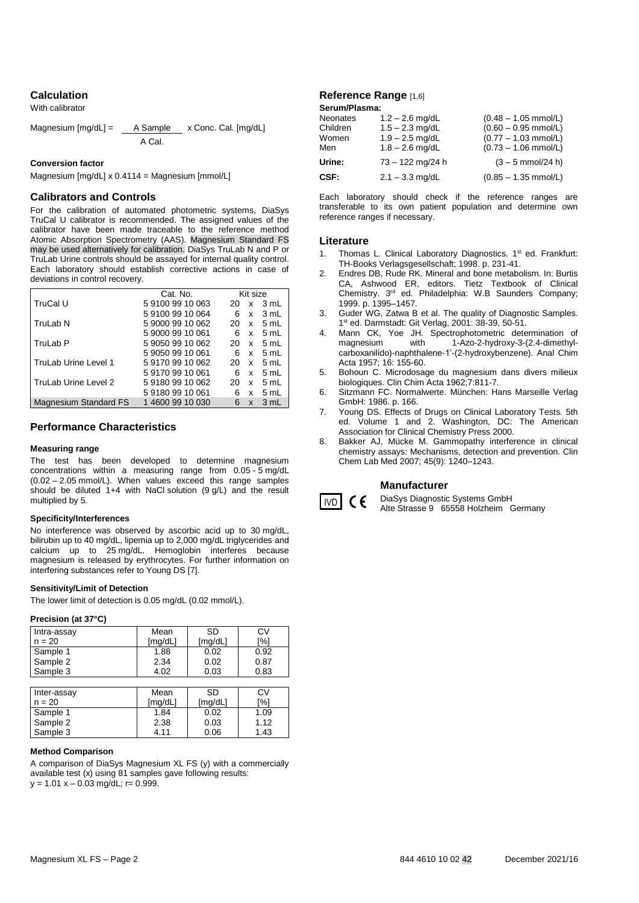## Calculation

With calibrator

$$\text{Magnesium [mg/dL]} = \frac{\text{A Sample}}{\text{A Cal.}} \times \text{Conc. Cal. [mg/dL]}$$

#### Conversion factor

Magnesium [mg/dL] x 0.4114 = Magnesium [mmol/L]

## Calibrators and Controls

For the calibration of automated photometric systems, DiaSys TruCal U calibrator is recommended. The assigned values of the calibrator have been made traceable to the reference method Atomic Absorption Spectrometry (AAS). Magnesium Standard FS may be used alternatively for calibration. DiaSys TruLab N and P or TruLab Urine controls should be assayed for internal quality control. Each laboratory should establish corrective actions in case of deviations in control recovery.

| | Cat. No. | Kit size |
|---|---|---|
| TruCal U | 5 9100 99 10 063 | 20 x 3 mL |
| | 5 9100 99 10 064 | 6 x 3 mL |
| TruLab N | 5 9000 99 10 062 | 20 x 5 mL |
| | 5 9000 99 10 061 | 6 x 5 mL |
| TruLab P | 5 9050 99 10 062 | 20 x 5 mL |
| | 5 9050 99 10 061 | 6 x 5 mL |
| TruLab Urine Level 1 | 5 9170 99 10 062 | 20 x 5 mL |
| | 5 9170 99 10 061 | 6 x 5 mL |
| TruLab Urine Level 2 | 5 9180 99 10 062 | 20 x 5 mL |
| | 5 9180 99 10 061 | 6 x 5 mL |
| Magnesium Standard FS | 1 4600 99 10 030 | 6 x 3 mL |

## Performance Characteristics

#### Measuring range

The test has been developed to determine magnesium concentrations within a measuring range from 0.05 - 5 mg/dL (0.02 – 2.05 mmol/L). When values exceed this range samples should be diluted 1+4 with NaCl solution (9 g/L) and the result multiplied by 5.

#### Specificity/Interferences

No interference was observed by ascorbic acid up to 30 mg/dL, bilirubin up to 40 mg/dL, lipemia up to 2,000 mg/dL triglycerides and calcium up to 25 mg/dL. Hemoglobin interferes because magnesium is released by erythrocytes. For further information on interfering substances refer to Young DS [7].

#### Sensitivity/Limit of Detection

The lower limit of detection is 0.05 mg/dL (0.02 mmol/L).

#### Precision (at 37°C)

| Intra-assay n = 20 | Mean [mg/dL] | SD [mg/dL] | CV [%] |
|---|---|---|---|
| Sample 1 | 1.88 | 0.02 | 0.92 |
| Sample 2 | 2.34 | 0.02 | 0.87 |
| Sample 3 | 4.02 | 0.03 | 0.83 |

| Inter-assay n = 20 | Mean [mg/dL] | SD [mg/dL] | CV [%] |
|---|---|---|---|
| Sample 1 | 1.84 | 0.02 | 1.09 |
| Sample 2 | 2.38 | 0.03 | 1.12 |
| Sample 3 | 4.11 | 0.06 | 1.43 |

#### Method Comparison

A comparison of DiaSys Magnesium XL FS (y) with a commercially available test (x) using 81 samples gave following results:
$y = 1.01\,x – 0.03$ mg/dL; r= 0.999.

## Reference Range [1,6]

**Serum/Plasma:**

| | | |
|---|---|---|
| Neonates | 1.2 – 2.6 mg/dL | (0.48 – 1.05 mmol/L) |
| Children | 1.5 – 2.3 mg/dL | (0.60 – 0.95 mmol/L) |
| Women | 1.9 – 2.5 mg/dL | (0.77 – 1.03 mmol/L) |
| Men | 1.8 – 2.6 mg/dL | (0.73 – 1.06 mmol/L) |
| **Urine:** | 73 – 122 mg/24 h | (3 – 5 mmol/24 h) |
| **CSF:** | 2.1 – 3.3 mg/dL | (0.85 – 1.35 mmol/L) |

Each laboratory should check if the reference ranges are transferable to its own patient population and determine own reference ranges if necessary.

## Literature

1. Thomas L. Clinical Laboratory Diagnostics. 1st ed. Frankfurt: TH-Books Verlagsgesellschaft; 1998. p. 231-41.
2. Endres DB, Rude RK. Mineral and bone metabolism. In: Burtis CA, Ashwood ER, editors. Tietz Textbook of Clinical Chemistry. 3rd ed. Philadelphia: W.B Saunders Company; 1999. p. 1395–1457.
3. Guder WG, Zatwa B et al. The quality of Diagnostic Samples. 1st ed. Darmstadt: Git Verlag, 2001: 38-39, 50-51.
4. Mann CK, Yoe JH. Spectrophotometric determination of magnesium with 1-Azo-2-hydroxy-3-(2.4-dimethyl-carboxanilido)-naphthalene-1'-(2-hydroxybenzene). Anal Chim Acta 1957; 16: 155-60.
5. Bohoun C. Microdosage du magnesium dans divers milieux biologiques. Clin Chim Acta 1962;7:811-7.
6. Sitzmann FC. Normalwerte. München: Hans Marseille Verlag GmbH: 1986. p. 166.
7. Young DS. Effects of Drugs on Clinical Laboratory Tests. 5th ed. Volume 1 and 2. Washington, DC: The American Association for Clinical Chemistry Press 2000.
8. Bakker AJ, Mücke M. Gammopathy interference in clinical chemistry assays: Mechanisms, detection and prevention. Clin Chem Lab Med 2007; 45(9): 1240–1243.

## Manufacturer

IVD CE

DiaSys Diagnostic Systems GmbH
Alte Strasse 9 65558 Holzheim Germany

Magnesium XL FS – Page 2 844 4610 10 02 42 December 2021/16